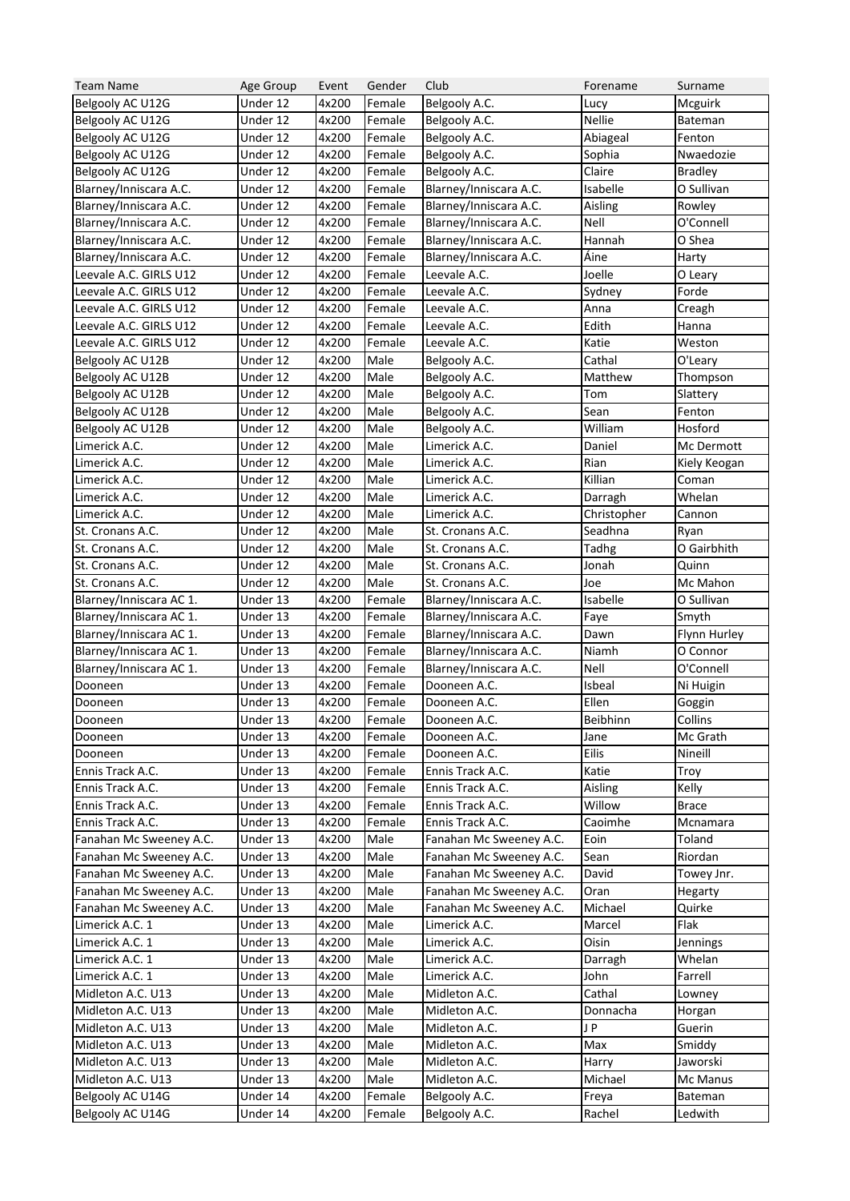| Team Name | Age Group | Event | Gender | Club | Forename | Surname |
|---|---|---|---|---|---|---|
| Belgooly AC U12G | Under 12 | 4x200 | Female | Belgooly A.C. | Lucy | Mcguirk |
| Belgooly AC U12G | Under 12 | 4x200 | Female | Belgooly A.C. | Nellie | Bateman |
| Belgooly AC U12G | Under 12 | 4x200 | Female | Belgooly A.C. | Abiageal | Fenton |
| Belgooly AC U12G | Under 12 | 4x200 | Female | Belgooly A.C. | Sophia | Nwaedozie |
| Belgooly AC U12G | Under 12 | 4x200 | Female | Belgooly A.C. | Claire | Bradley |
| Blarney/Inniscara A.C. | Under 12 | 4x200 | Female | Blarney/Inniscara A.C. | Isabelle | O Sullivan |
| Blarney/Inniscara A.C. | Under 12 | 4x200 | Female | Blarney/Inniscara A.C. | Aisling | Rowley |
| Blarney/Inniscara A.C. | Under 12 | 4x200 | Female | Blarney/Inniscara A.C. | Nell | O'Connell |
| Blarney/Inniscara A.C. | Under 12 | 4x200 | Female | Blarney/Inniscara A.C. | Hannah | O Shea |
| Blarney/Inniscara A.C. | Under 12 | 4x200 | Female | Blarney/Inniscara A.C. | Áine | Harty |
| Leevale A.C. GIRLS U12 | Under 12 | 4x200 | Female | Leevale A.C. | Joelle | O Leary |
| Leevale A.C. GIRLS U12 | Under 12 | 4x200 | Female | Leevale A.C. | Sydney | Forde |
| Leevale A.C. GIRLS U12 | Under 12 | 4x200 | Female | Leevale A.C. | Anna | Creagh |
| Leevale A.C. GIRLS U12 | Under 12 | 4x200 | Female | Leevale A.C. | Edith | Hanna |
| Leevale A.C. GIRLS U12 | Under 12 | 4x200 | Female | Leevale A.C. | Katie | Weston |
| Belgooly AC U12B | Under 12 | 4x200 | Male | Belgooly A.C. | Cathal | O'Leary |
| Belgooly AC U12B | Under 12 | 4x200 | Male | Belgooly A.C. | Matthew | Thompson |
| Belgooly AC U12B | Under 12 | 4x200 | Male | Belgooly A.C. | Tom | Slattery |
| Belgooly AC U12B | Under 12 | 4x200 | Male | Belgooly A.C. | Sean | Fenton |
| Belgooly AC U12B | Under 12 | 4x200 | Male | Belgooly A.C. | William | Hosford |
| Limerick A.C. | Under 12 | 4x200 | Male | Limerick A.C. | Daniel | Mc Dermott |
| Limerick A.C. | Under 12 | 4x200 | Male | Limerick A.C. | Rian | Kiely Keogan |
| Limerick A.C. | Under 12 | 4x200 | Male | Limerick A.C. | Killian | Coman |
| Limerick A.C. | Under 12 | 4x200 | Male | Limerick A.C. | Darragh | Whelan |
| Limerick A.C. | Under 12 | 4x200 | Male | Limerick A.C. | Christopher | Cannon |
| St. Cronans A.C. | Under 12 | 4x200 | Male | St. Cronans A.C. | Seadhna | Ryan |
| St. Cronans A.C. | Under 12 | 4x200 | Male | St. Cronans A.C. | Tadhg | O Gairbhith |
| St. Cronans A.C. | Under 12 | 4x200 | Male | St. Cronans A.C. | Jonah | Quinn |
| St. Cronans A.C. | Under 12 | 4x200 | Male | St. Cronans A.C. | Joe | Mc Mahon |
| Blarney/Inniscara AC 1. | Under 13 | 4x200 | Female | Blarney/Inniscara A.C. | Isabelle | O Sullivan |
| Blarney/Inniscara AC 1. | Under 13 | 4x200 | Female | Blarney/Inniscara A.C. | Faye | Smyth |
| Blarney/Inniscara AC 1. | Under 13 | 4x200 | Female | Blarney/Inniscara A.C. | Dawn | Flynn Hurley |
| Blarney/Inniscara AC 1. | Under 13 | 4x200 | Female | Blarney/Inniscara A.C. | Niamh | O Connor |
| Blarney/Inniscara AC 1. | Under 13 | 4x200 | Female | Blarney/Inniscara A.C. | Nell | O'Connell |
| Dooneen | Under 13 | 4x200 | Female | Dooneen A.C. | Isbeal | Ni Huigin |
| Dooneen | Under 13 | 4x200 | Female | Dooneen A.C. | Ellen | Goggin |
| Dooneen | Under 13 | 4x200 | Female | Dooneen A.C. | Beibhinn | Collins |
| Dooneen | Under 13 | 4x200 | Female | Dooneen A.C. | Jane | Mc Grath |
| Dooneen | Under 13 | 4x200 | Female | Dooneen A.C. | Eilis | Nineill |
| Ennis Track A.C. | Under 13 | 4x200 | Female | Ennis Track A.C. | Katie | Troy |
| Ennis Track A.C. | Under 13 | 4x200 | Female | Ennis Track A.C. | Aisling | Kelly |
| Ennis Track A.C. | Under 13 | 4x200 | Female | Ennis Track A.C. | Willow | Brace |
| Ennis Track A.C. | Under 13 | 4x200 | Female | Ennis Track A.C. | Caoimhe | Mcnamara |
| Fanahan Mc Sweeney A.C. | Under 13 | 4x200 | Male | Fanahan Mc Sweeney A.C. | Eoin | Toland |
| Fanahan Mc Sweeney A.C. | Under 13 | 4x200 | Male | Fanahan Mc Sweeney A.C. | Sean | Riordan |
| Fanahan Mc Sweeney A.C. | Under 13 | 4x200 | Male | Fanahan Mc Sweeney A.C. | David | Towey Jnr. |
| Fanahan Mc Sweeney A.C. | Under 13 | 4x200 | Male | Fanahan Mc Sweeney A.C. | Oran | Hegarty |
| Fanahan Mc Sweeney A.C. | Under 13 | 4x200 | Male | Fanahan Mc Sweeney A.C. | Michael | Quirke |
| Limerick A.C. 1 | Under 13 | 4x200 | Male | Limerick A.C. | Marcel | Flak |
| Limerick A.C. 1 | Under 13 | 4x200 | Male | Limerick A.C. | Oisin | Jennings |
| Limerick A.C. 1 | Under 13 | 4x200 | Male | Limerick A.C. | Darragh | Whelan |
| Limerick A.C. 1 | Under 13 | 4x200 | Male | Limerick A.C. | John | Farrell |
| Midleton A.C. U13 | Under 13 | 4x200 | Male | Midleton A.C. | Cathal | Lowney |
| Midleton A.C. U13 | Under 13 | 4x200 | Male | Midleton A.C. | Donnacha | Horgan |
| Midleton A.C. U13 | Under 13 | 4x200 | Male | Midleton A.C. | J P | Guerin |
| Midleton A.C. U13 | Under 13 | 4x200 | Male | Midleton A.C. | Max | Smiddy |
| Midleton A.C. U13 | Under 13 | 4x200 | Male | Midleton A.C. | Harry | Jaworski |
| Midleton A.C. U13 | Under 13 | 4x200 | Male | Midleton A.C. | Michael | Mc Manus |
| Belgooly AC U14G | Under 14 | 4x200 | Female | Belgooly A.C. | Freya | Bateman |
| Belgooly AC U14G | Under 14 | 4x200 | Female | Belgooly A.C. | Rachel | Ledwith |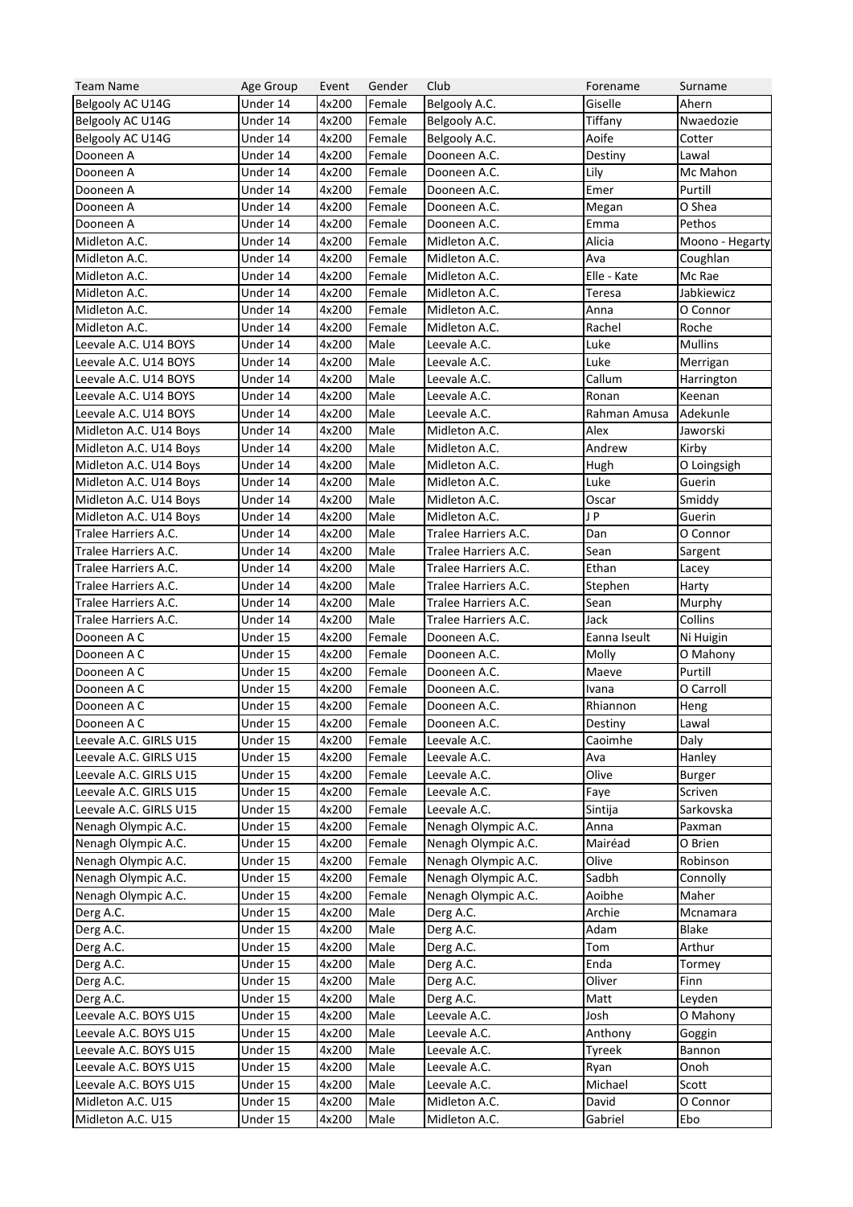| Team Name | Age Group | Event | Gender | Club | Forename | Surname |
|---|---|---|---|---|---|---|
| Belgooly AC U14G | Under 14 | 4x200 | Female | Belgooly A.C. | Giselle | Ahern |
| Belgooly AC U14G | Under 14 | 4x200 | Female | Belgooly A.C. | Tiffany | Nwaedozie |
| Belgooly AC U14G | Under 14 | 4x200 | Female | Belgooly A.C. | Aoife | Cotter |
| Dooneen A | Under 14 | 4x200 | Female | Dooneen A.C. | Destiny | Lawal |
| Dooneen A | Under 14 | 4x200 | Female | Dooneen A.C. | Lily | Mc Mahon |
| Dooneen A | Under 14 | 4x200 | Female | Dooneen A.C. | Emer | Purtill |
| Dooneen A | Under 14 | 4x200 | Female | Dooneen A.C. | Megan | O Shea |
| Dooneen A | Under 14 | 4x200 | Female | Dooneen A.C. | Emma | Pethos |
| Midleton A.C. | Under 14 | 4x200 | Female | Midleton A.C. | Alicia | Moono - Hegarty |
| Midleton A.C. | Under 14 | 4x200 | Female | Midleton A.C. | Ava | Coughlan |
| Midleton A.C. | Under 14 | 4x200 | Female | Midleton A.C. | Elle - Kate | Mc Rae |
| Midleton A.C. | Under 14 | 4x200 | Female | Midleton A.C. | Teresa | Jabkiewicz |
| Midleton A.C. | Under 14 | 4x200 | Female | Midleton A.C. | Anna | O Connor |
| Midleton A.C. | Under 14 | 4x200 | Female | Midleton A.C. | Rachel | Roche |
| Leevale A.C. U14 BOYS | Under 14 | 4x200 | Male | Leevale A.C. | Luke | Mullins |
| Leevale A.C. U14 BOYS | Under 14 | 4x200 | Male | Leevale A.C. | Luke | Merrigan |
| Leevale A.C. U14 BOYS | Under 14 | 4x200 | Male | Leevale A.C. | Callum | Harrington |
| Leevale A.C. U14 BOYS | Under 14 | 4x200 | Male | Leevale A.C. | Ronan | Keenan |
| Leevale A.C. U14 BOYS | Under 14 | 4x200 | Male | Leevale A.C. | Rahman Amusa | Adekunle |
| Midleton A.C. U14 Boys | Under 14 | 4x200 | Male | Midleton A.C. | Alex | Jaworski |
| Midleton A.C. U14 Boys | Under 14 | 4x200 | Male | Midleton A.C. | Andrew | Kirby |
| Midleton A.C. U14 Boys | Under 14 | 4x200 | Male | Midleton A.C. | Hugh | O Loingsigh |
| Midleton A.C. U14 Boys | Under 14 | 4x200 | Male | Midleton A.C. | Luke | Guerin |
| Midleton A.C. U14 Boys | Under 14 | 4x200 | Male | Midleton A.C. | Oscar | Smiddy |
| Midleton A.C. U14 Boys | Under 14 | 4x200 | Male | Midleton A.C. | J P | Guerin |
| Tralee Harriers A.C. | Under 14 | 4x200 | Male | Tralee Harriers A.C. | Dan | O Connor |
| Tralee Harriers A.C. | Under 14 | 4x200 | Male | Tralee Harriers A.C. | Sean | Sargent |
| Tralee Harriers A.C. | Under 14 | 4x200 | Male | Tralee Harriers A.C. | Ethan | Lacey |
| Tralee Harriers A.C. | Under 14 | 4x200 | Male | Tralee Harriers A.C. | Stephen | Harty |
| Tralee Harriers A.C. | Under 14 | 4x200 | Male | Tralee Harriers A.C. | Sean | Murphy |
| Tralee Harriers A.C. | Under 14 | 4x200 | Male | Tralee Harriers A.C. | Jack | Collins |
| Dooneen A C | Under 15 | 4x200 | Female | Dooneen A.C. | Eanna Iseult | Ni Huigin |
| Dooneen A C | Under 15 | 4x200 | Female | Dooneen A.C. | Molly | O Mahony |
| Dooneen A C | Under 15 | 4x200 | Female | Dooneen A.C. | Maeve | Purtill |
| Dooneen A C | Under 15 | 4x200 | Female | Dooneen A.C. | Ivana | O Carroll |
| Dooneen A C | Under 15 | 4x200 | Female | Dooneen A.C. | Rhiannon | Heng |
| Dooneen A C | Under 15 | 4x200 | Female | Dooneen A.C. | Destiny | Lawal |
| Leevale A.C. GIRLS U15 | Under 15 | 4x200 | Female | Leevale A.C. | Caoimhe | Daly |
| Leevale A.C. GIRLS U15 | Under 15 | 4x200 | Female | Leevale A.C. | Ava | Hanley |
| Leevale A.C. GIRLS U15 | Under 15 | 4x200 | Female | Leevale A.C. | Olive | Burger |
| Leevale A.C. GIRLS U15 | Under 15 | 4x200 | Female | Leevale A.C. | Faye | Scriven |
| Leevale A.C. GIRLS U15 | Under 15 | 4x200 | Female | Leevale A.C. | Sintija | Sarkovska |
| Nenagh Olympic A.C. | Under 15 | 4x200 | Female | Nenagh Olympic A.C. | Anna | Paxman |
| Nenagh Olympic A.C. | Under 15 | 4x200 | Female | Nenagh Olympic A.C. | Mairéad | O Brien |
| Nenagh Olympic A.C. | Under 15 | 4x200 | Female | Nenagh Olympic A.C. | Olive | Robinson |
| Nenagh Olympic A.C. | Under 15 | 4x200 | Female | Nenagh Olympic A.C. | Sadbh | Connolly |
| Nenagh Olympic A.C. | Under 15 | 4x200 | Female | Nenagh Olympic A.C. | Aoibhe | Maher |
| Derg A.C. | Under 15 | 4x200 | Male | Derg A.C. | Archie | Mcnamara |
| Derg A.C. | Under 15 | 4x200 | Male | Derg A.C. | Adam | Blake |
| Derg A.C. | Under 15 | 4x200 | Male | Derg A.C. | Tom | Arthur |
| Derg A.C. | Under 15 | 4x200 | Male | Derg A.C. | Enda | Tormey |
| Derg A.C. | Under 15 | 4x200 | Male | Derg A.C. | Oliver | Finn |
| Derg A.C. | Under 15 | 4x200 | Male | Derg A.C. | Matt | Leyden |
| Leevale A.C. BOYS U15 | Under 15 | 4x200 | Male | Leevale A.C. | Josh | O Mahony |
| Leevale A.C. BOYS U15 | Under 15 | 4x200 | Male | Leevale A.C. | Anthony | Goggin |
| Leevale A.C. BOYS U15 | Under 15 | 4x200 | Male | Leevale A.C. | Tyreek | Bannon |
| Leevale A.C. BOYS U15 | Under 15 | 4x200 | Male | Leevale A.C. | Ryan | Onoh |
| Leevale A.C. BOYS U15 | Under 15 | 4x200 | Male | Leevale A.C. | Michael | Scott |
| Midleton A.C. U15 | Under 15 | 4x200 | Male | Midleton A.C. | David | O Connor |
| Midleton A.C. U15 | Under 15 | 4x200 | Male | Midleton A.C. | Gabriel | Ebo |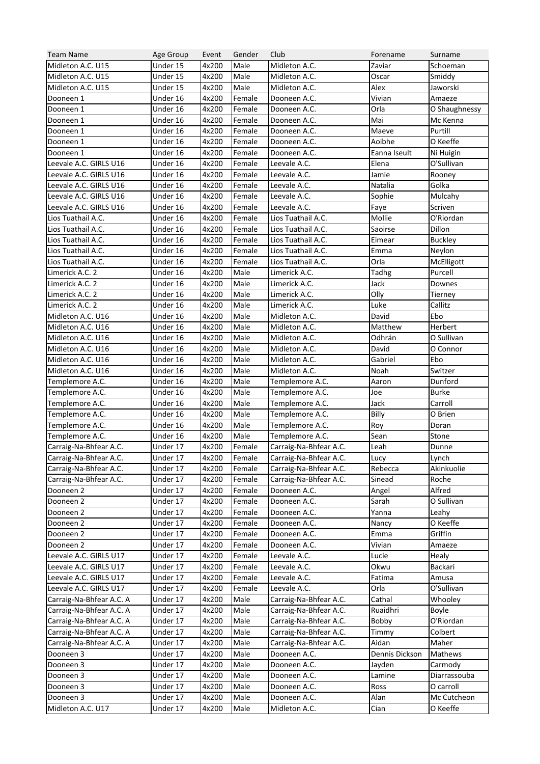| Team Name | Age Group | Event | Gender | Club | Forename | Surname |
|---|---|---|---|---|---|---|
| Midleton A.C. U15 | Under 15 | 4x200 | Male | Midleton A.C. | Zaviar | Schoeman |
| Midleton A.C. U15 | Under 15 | 4x200 | Male | Midleton A.C. | Oscar | Smiddy |
| Midleton A.C. U15 | Under 15 | 4x200 | Male | Midleton A.C. | Alex | Jaworski |
| Dooneen 1 | Under 16 | 4x200 | Female | Dooneen A.C. | Vivian | Amaeze |
| Dooneen 1 | Under 16 | 4x200 | Female | Dooneen A.C. | Orla | O Shaughnessy |
| Dooneen 1 | Under 16 | 4x200 | Female | Dooneen A.C. | Mai | Mc Kenna |
| Dooneen 1 | Under 16 | 4x200 | Female | Dooneen A.C. | Maeve | Purtill |
| Dooneen 1 | Under 16 | 4x200 | Female | Dooneen A.C. | Aoibhe | O Keeffe |
| Dooneen 1 | Under 16 | 4x200 | Female | Dooneen A.C. | Eanna Iseult | Ni Huigin |
| Leevale A.C. GIRLS U16 | Under 16 | 4x200 | Female | Leevale A.C. | Elena | O'Sullivan |
| Leevale A.C. GIRLS U16 | Under 16 | 4x200 | Female | Leevale A.C. | Jamie | Rooney |
| Leevale A.C. GIRLS U16 | Under 16 | 4x200 | Female | Leevale A.C. | Natalia | Golka |
| Leevale A.C. GIRLS U16 | Under 16 | 4x200 | Female | Leevale A.C. | Sophie | Mulcahy |
| Leevale A.C. GIRLS U16 | Under 16 | 4x200 | Female | Leevale A.C. | Faye | Scriven |
| Lios Tuathail A.C. | Under 16 | 4x200 | Female | Lios Tuathail A.C. | Mollie | O'Riordan |
| Lios Tuathail A.C. | Under 16 | 4x200 | Female | Lios Tuathail A.C. | Saoirse | Dillon |
| Lios Tuathail A.C. | Under 16 | 4x200 | Female | Lios Tuathail A.C. | Eimear | Buckley |
| Lios Tuathail A.C. | Under 16 | 4x200 | Female | Lios Tuathail A.C. | Emma | Neylon |
| Lios Tuathail A.C. | Under 16 | 4x200 | Female | Lios Tuathail A.C. | Orla | McElligott |
| Limerick A.C. 2 | Under 16 | 4x200 | Male | Limerick A.C. | Tadhg | Purcell |
| Limerick A.C. 2 | Under 16 | 4x200 | Male | Limerick A.C. | Jack | Downes |
| Limerick A.C. 2 | Under 16 | 4x200 | Male | Limerick A.C. | Olly | Tierney |
| Limerick A.C. 2 | Under 16 | 4x200 | Male | Limerick A.C. | Luke | Callitz |
| Midleton A.C. U16 | Under 16 | 4x200 | Male | Midleton A.C. | David | Ebo |
| Midleton A.C. U16 | Under 16 | 4x200 | Male | Midleton A.C. | Matthew | Herbert |
| Midleton A.C. U16 | Under 16 | 4x200 | Male | Midleton A.C. | Odhrán | O Sullivan |
| Midleton A.C. U16 | Under 16 | 4x200 | Male | Midleton A.C. | David | O Connor |
| Midleton A.C. U16 | Under 16 | 4x200 | Male | Midleton A.C. | Gabriel | Ebo |
| Midleton A.C. U16 | Under 16 | 4x200 | Male | Midleton A.C. | Noah | Switzer |
| Templemore A.C. | Under 16 | 4x200 | Male | Templemore A.C. | Aaron | Dunford |
| Templemore A.C. | Under 16 | 4x200 | Male | Templemore A.C. | Joe | Burke |
| Templemore A.C. | Under 16 | 4x200 | Male | Templemore A.C. | Jack | Carroll |
| Templemore A.C. | Under 16 | 4x200 | Male | Templemore A.C. | Billy | O Brien |
| Templemore A.C. | Under 16 | 4x200 | Male | Templemore A.C. | Roy | Doran |
| Templemore A.C. | Under 16 | 4x200 | Male | Templemore A.C. | Sean | Stone |
| Carraig-Na-Bhfear A.C. | Under 17 | 4x200 | Female | Carraig-Na-Bhfear A.C. | Leah | Dunne |
| Carraig-Na-Bhfear A.C. | Under 17 | 4x200 | Female | Carraig-Na-Bhfear A.C. | Lucy | Lynch |
| Carraig-Na-Bhfear A.C. | Under 17 | 4x200 | Female | Carraig-Na-Bhfear A.C. | Rebecca | Akinkuolie |
| Carraig-Na-Bhfear A.C. | Under 17 | 4x200 | Female | Carraig-Na-Bhfear A.C. | Sinead | Roche |
| Dooneen 2 | Under 17 | 4x200 | Female | Dooneen A.C. | Angel | Alfred |
| Dooneen 2 | Under 17 | 4x200 | Female | Dooneen A.C. | Sarah | O Sullivan |
| Dooneen 2 | Under 17 | 4x200 | Female | Dooneen A.C. | Yanna | Leahy |
| Dooneen 2 | Under 17 | 4x200 | Female | Dooneen A.C. | Nancy | O Keeffe |
| Dooneen 2 | Under 17 | 4x200 | Female | Dooneen A.C. | Emma | Griffin |
| Dooneen 2 | Under 17 | 4x200 | Female | Dooneen A.C. | Vivian | Amaeze |
| Leevale A.C. GIRLS U17 | Under 17 | 4x200 | Female | Leevale A.C. | Lucie | Healy |
| Leevale A.C. GIRLS U17 | Under 17 | 4x200 | Female | Leevale A.C. | Okwu | Backari |
| Leevale A.C. GIRLS U17 | Under 17 | 4x200 | Female | Leevale A.C. | Fatima | Amusa |
| Leevale A.C. GIRLS U17 | Under 17 | 4x200 | Female | Leevale A.C. | Orla | O'Sullivan |
| Carraig-Na-Bhfear A.C. A | Under 17 | 4x200 | Male | Carraig-Na-Bhfear A.C. | Cathal | Whooley |
| Carraig-Na-Bhfear A.C. A | Under 17 | 4x200 | Male | Carraig-Na-Bhfear A.C. | Ruaidhri | Boyle |
| Carraig-Na-Bhfear A.C. A | Under 17 | 4x200 | Male | Carraig-Na-Bhfear A.C. | Bobby | O'Riordan |
| Carraig-Na-Bhfear A.C. A | Under 17 | 4x200 | Male | Carraig-Na-Bhfear A.C. | Timmy | Colbert |
| Carraig-Na-Bhfear A.C. A | Under 17 | 4x200 | Male | Carraig-Na-Bhfear A.C. | Aidan | Maher |
| Dooneen 3 | Under 17 | 4x200 | Male | Dooneen A.C. | Dennis Dickson | Mathews |
| Dooneen 3 | Under 17 | 4x200 | Male | Dooneen A.C. | Jayden | Carmody |
| Dooneen 3 | Under 17 | 4x200 | Male | Dooneen A.C. | Lamine | Diarrassouba |
| Dooneen 3 | Under 17 | 4x200 | Male | Dooneen A.C. | Ross | O carroll |
| Dooneen 3 | Under 17 | 4x200 | Male | Dooneen A.C. | Alan | Mc Cutcheon |
| Midleton A.C. U17 | Under 17 | 4x200 | Male | Midleton A.C. | Cian | O Keeffe |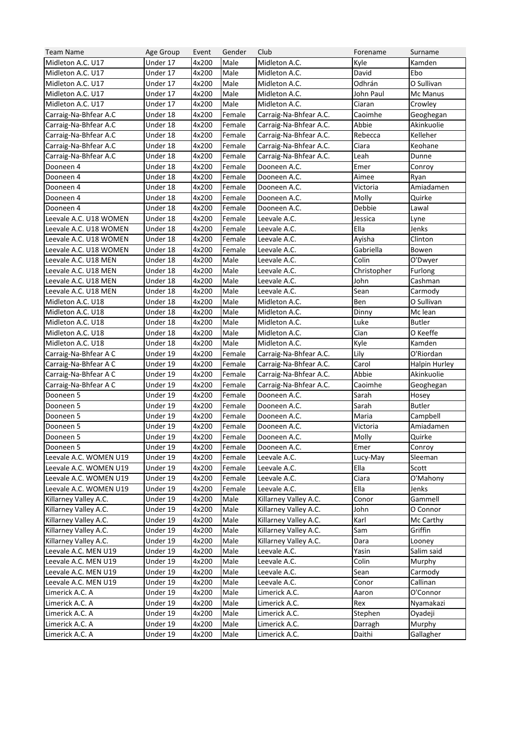| Team Name | Age Group | Event | Gender | Club | Forename | Surname |
|---|---|---|---|---|---|---|
| Midleton A.C. U17 | Under 17 | 4x200 | Male | Midleton A.C. | Kyle | Kamden |
| Midleton A.C. U17 | Under 17 | 4x200 | Male | Midleton A.C. | David | Ebo |
| Midleton A.C. U17 | Under 17 | 4x200 | Male | Midleton A.C. | Odhrán | O Sullivan |
| Midleton A.C. U17 | Under 17 | 4x200 | Male | Midleton A.C. | John Paul | Mc Manus |
| Midleton A.C. U17 | Under 17 | 4x200 | Male | Midleton A.C. | Ciaran | Crowley |
| Carraig-Na-Bhfear A.C | Under 18 | 4x200 | Female | Carraig-Na-Bhfear A.C. | Caoimhe | Geoghegan |
| Carraig-Na-Bhfear A.C | Under 18 | 4x200 | Female | Carraig-Na-Bhfear A.C. | Abbie | Akinkuolie |
| Carraig-Na-Bhfear A.C | Under 18 | 4x200 | Female | Carraig-Na-Bhfear A.C. | Rebecca | Kelleher |
| Carraig-Na-Bhfear A.C | Under 18 | 4x200 | Female | Carraig-Na-Bhfear A.C. | Ciara | Keohane |
| Carraig-Na-Bhfear A.C | Under 18 | 4x200 | Female | Carraig-Na-Bhfear A.C. | Leah | Dunne |
| Dooneen 4 | Under 18 | 4x200 | Female | Dooneen A.C. | Emer | Conroy |
| Dooneen 4 | Under 18 | 4x200 | Female | Dooneen A.C. | Aimee | Ryan |
| Dooneen 4 | Under 18 | 4x200 | Female | Dooneen A.C. | Victoria | Amiadamen |
| Dooneen 4 | Under 18 | 4x200 | Female | Dooneen A.C. | Molly | Quirke |
| Dooneen 4 | Under 18 | 4x200 | Female | Dooneen A.C. | Debbie | Lawal |
| Leevale A.C. U18 WOMEN | Under 18 | 4x200 | Female | Leevale A.C. | Jessica | Lyne |
| Leevale A.C. U18 WOMEN | Under 18 | 4x200 | Female | Leevale A.C. | Ella | Jenks |
| Leevale A.C. U18 WOMEN | Under 18 | 4x200 | Female | Leevale A.C. | Ayisha | Clinton |
| Leevale A.C. U18 WOMEN | Under 18 | 4x200 | Female | Leevale A.C. | Gabriella | Bowen |
| Leevale A.C. U18 MEN | Under 18 | 4x200 | Male | Leevale A.C. | Colin | O'Dwyer |
| Leevale A.C. U18 MEN | Under 18 | 4x200 | Male | Leevale A.C. | Christopher | Furlong |
| Leevale A.C. U18 MEN | Under 18 | 4x200 | Male | Leevale A.C. | John | Cashman |
| Leevale A.C. U18 MEN | Under 18 | 4x200 | Male | Leevale A.C. | Sean | Carmody |
| Midleton A.C. U18 | Under 18 | 4x200 | Male | Midleton A.C. | Ben | O Sullivan |
| Midleton A.C. U18 | Under 18 | 4x200 | Male | Midleton A.C. | Dinny | Mc lean |
| Midleton A.C. U18 | Under 18 | 4x200 | Male | Midleton A.C. | Luke | Butler |
| Midleton A.C. U18 | Under 18 | 4x200 | Male | Midleton A.C. | Cian | O Keeffe |
| Midleton A.C. U18 | Under 18 | 4x200 | Male | Midleton A.C. | Kyle | Kamden |
| Carraig-Na-Bhfear A C | Under 19 | 4x200 | Female | Carraig-Na-Bhfear A.C. | Lily | O'Riordan |
| Carraig-Na-Bhfear A C | Under 19 | 4x200 | Female | Carraig-Na-Bhfear A.C. | Carol | Halpin Hurley |
| Carraig-Na-Bhfear A C | Under 19 | 4x200 | Female | Carraig-Na-Bhfear A.C. | Abbie | Akinkuolie |
| Carraig-Na-Bhfear A C | Under 19 | 4x200 | Female | Carraig-Na-Bhfear A.C. | Caoimhe | Geoghegan |
| Dooneen 5 | Under 19 | 4x200 | Female | Dooneen A.C. | Sarah | Hosey |
| Dooneen 5 | Under 19 | 4x200 | Female | Dooneen A.C. | Sarah | Butler |
| Dooneen 5 | Under 19 | 4x200 | Female | Dooneen A.C. | Maria | Campbell |
| Dooneen 5 | Under 19 | 4x200 | Female | Dooneen A.C. | Victoria | Amiadamen |
| Dooneen 5 | Under 19 | 4x200 | Female | Dooneen A.C. | Molly | Quirke |
| Dooneen 5 | Under 19 | 4x200 | Female | Dooneen A.C. | Emer | Conroy |
| Leevale A.C. WOMEN U19 | Under 19 | 4x200 | Female | Leevale A.C. | Lucy-May | Sleeman |
| Leevale A.C. WOMEN U19 | Under 19 | 4x200 | Female | Leevale A.C. | Ella | Scott |
| Leevale A.C. WOMEN U19 | Under 19 | 4x200 | Female | Leevale A.C. | Ciara | O'Mahony |
| Leevale A.C. WOMEN U19 | Under 19 | 4x200 | Female | Leevale A.C. | Ella | Jenks |
| Killarney Valley A.C. | Under 19 | 4x200 | Male | Killarney Valley A.C. | Conor | Gammell |
| Killarney Valley A.C. | Under 19 | 4x200 | Male | Killarney Valley A.C. | John | O Connor |
| Killarney Valley A.C. | Under 19 | 4x200 | Male | Killarney Valley A.C. | Karl | Mc Carthy |
| Killarney Valley A.C. | Under 19 | 4x200 | Male | Killarney Valley A.C. | Sam | Griffin |
| Killarney Valley A.C. | Under 19 | 4x200 | Male | Killarney Valley A.C. | Dara | Looney |
| Leevale A.C. MEN U19 | Under 19 | 4x200 | Male | Leevale A.C. | Yasin | Salim said |
| Leevale A.C. MEN U19 | Under 19 | 4x200 | Male | Leevale A.C. | Colin | Murphy |
| Leevale A.C. MEN U19 | Under 19 | 4x200 | Male | Leevale A.C. | Sean | Carmody |
| Leevale A.C. MEN U19 | Under 19 | 4x200 | Male | Leevale A.C. | Conor | Callinan |
| Limerick A.C. A | Under 19 | 4x200 | Male | Limerick A.C. | Aaron | O'Connor |
| Limerick A.C. A | Under 19 | 4x200 | Male | Limerick A.C. | Rex | Nyamakazi |
| Limerick A.C. A | Under 19 | 4x200 | Male | Limerick A.C. | Stephen | Oyadeji |
| Limerick A.C. A | Under 19 | 4x200 | Male | Limerick A.C. | Darragh | Murphy |
| Limerick A.C. A | Under 19 | 4x200 | Male | Limerick A.C. | Daithi | Gallagher |